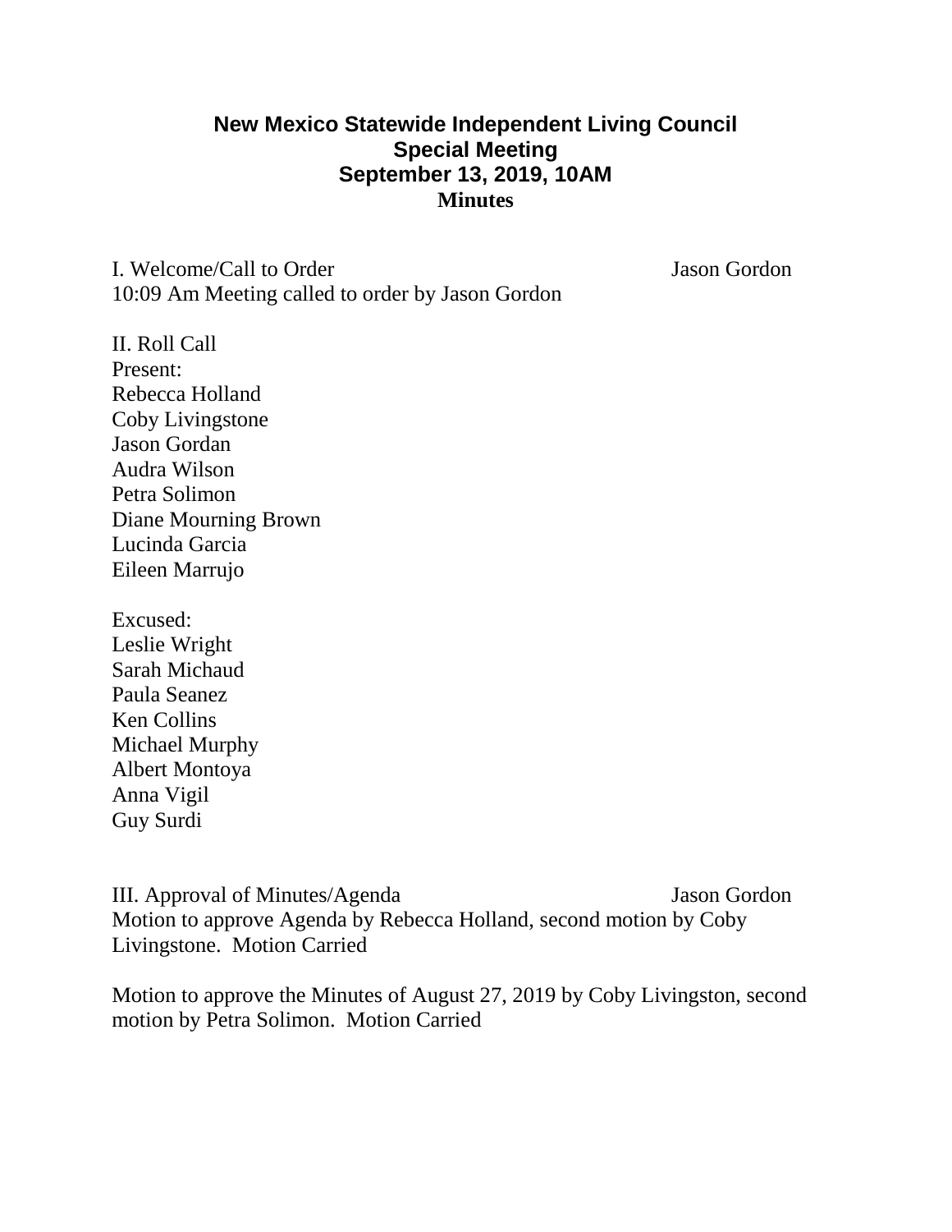# New Mexico Statewide Independent Living Council
## Special Meeting
## September 13, 2019, 10AM
## Minutes

I. Welcome/Call to Order — Jason Gordon

10:09 Am Meeting called to order by Jason Gordon

II. Roll Call

Present:

Rebecca Holland
Coby Livingstone
Jason Gordan
Audra Wilson
Petra Solimon
Diane Mourning Brown
Lucinda Garcia
Eileen Marrujo

Excused:

Leslie Wright
Sarah Michaud
Paula Seanez
Ken Collins
Michael Murphy
Albert Montoya
Anna Vigil
Guy Surdi

III. Approval of Minutes/Agenda — Jason Gordon

Motion to approve Agenda by Rebecca Holland, second motion by Coby Livingstone. Motion Carried

Motion to approve the Minutes of August 27, 2019 by Coby Livingston, second motion by Petra Solimon. Motion Carried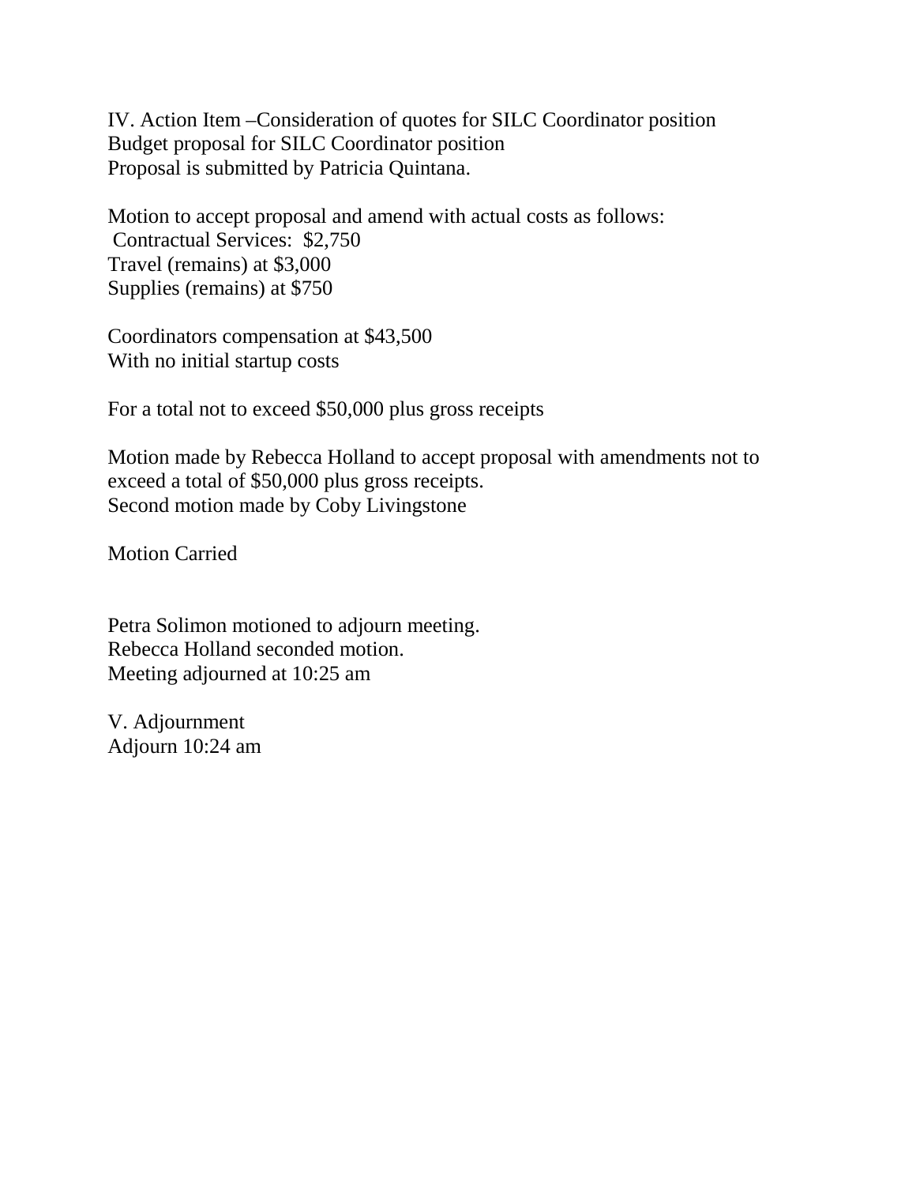IV. Action Item –Consideration of quotes for SILC Coordinator position
Budget proposal for SILC Coordinator position
Proposal is submitted by Patricia Quintana.

Motion to accept proposal and amend with actual costs as follows:
Contractual Services: $2,750
Travel (remains) at $3,000
Supplies (remains) at $750

Coordinators compensation at $43,500
With no initial startup costs

For a total not to exceed $50,000 plus gross receipts

Motion made by Rebecca Holland to accept proposal with amendments not to exceed a total of $50,000 plus gross receipts.
Second motion made by Coby Livingstone

Motion Carried

Petra Solimon motioned to adjourn meeting.
Rebecca Holland seconded motion.
Meeting adjourned at 10:25 am

V. Adjournment
Adjourn 10:24 am